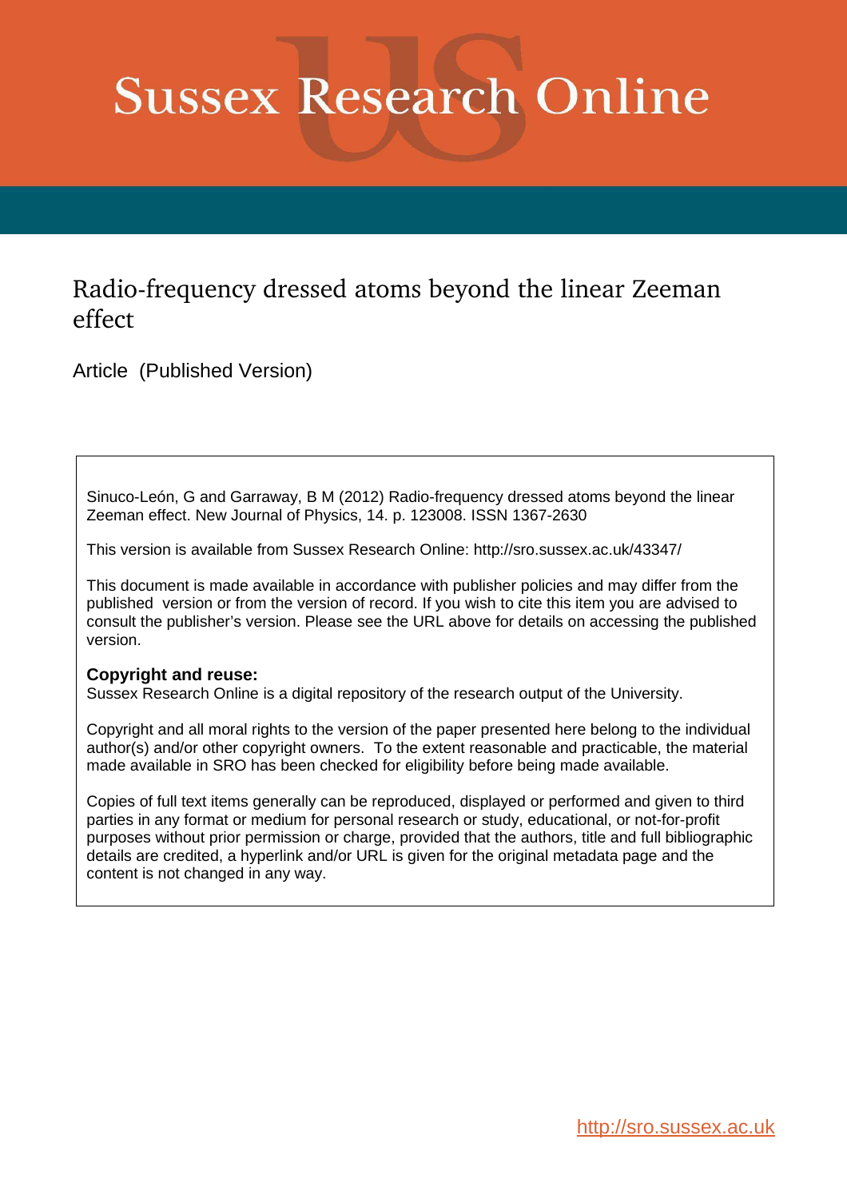# Sussex Research Online

## Radio-frequency dressed atoms beyond the linear Zeeman effect

Article (Published Version)

Sinuco-León, G and Garraway, B M (2012) Radio-frequency dressed atoms beyond the linear Zeeman effect. New Journal of Physics, 14. p. 123008. ISSN 1367-2630

This version is available from Sussex Research Online: http://sro.sussex.ac.uk/43347/

This document is made available in accordance with publisher policies and may differ from the published version or from the version of record. If you wish to cite this item you are advised to consult the publisher's version. Please see the URL above for details on accessing the published version.

**Copyright and reuse:**
Sussex Research Online is a digital repository of the research output of the University.

Copyright and all moral rights to the version of the paper presented here belong to the individual author(s) and/or other copyright owners. To the extent reasonable and practicable, the material made available in SRO has been checked for eligibility before being made available.

Copies of full text items generally can be reproduced, displayed or performed and given to third parties in any format or medium for personal research or study, educational, or not-for-profit purposes without prior permission or charge, provided that the authors, title and full bibliographic details are credited, a hyperlink and/or URL is given for the original metadata page and the content is not changed in any way.

http://sro.sussex.ac.uk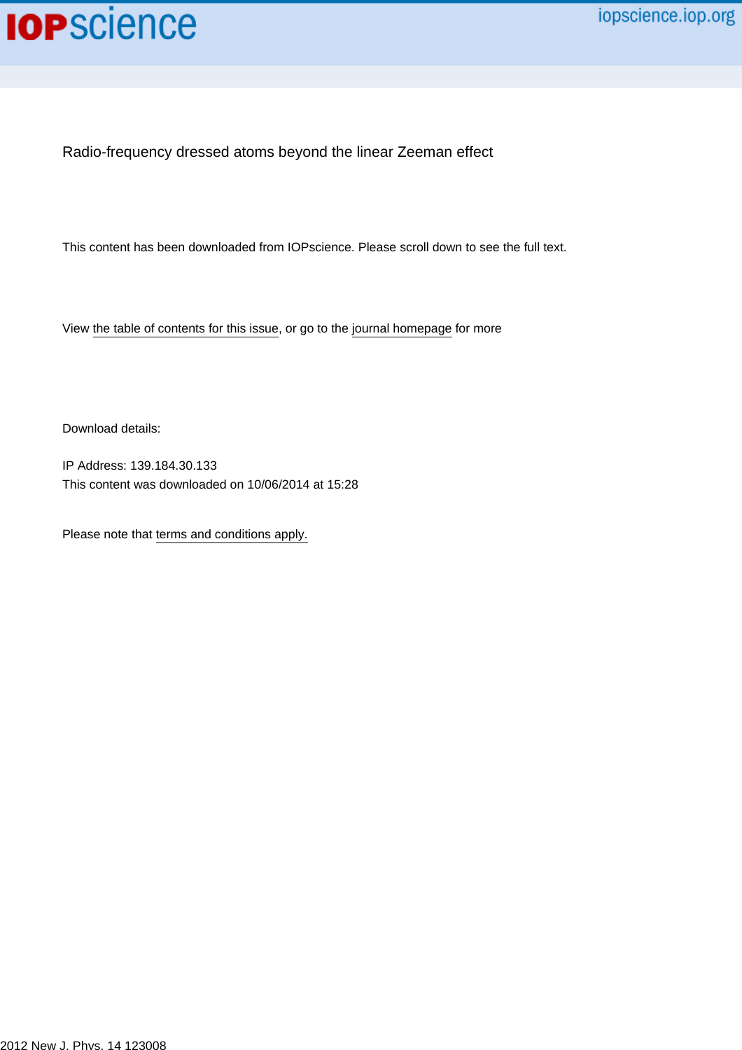Radio-frequency dressed atoms beyond the linear Zeeman effect

This content has been downloaded from IOPscience. Please scroll down to see the full text.

View the table of contents for this issue, or go to the journal homepage for more

Download details:

IP Address: 139.184.30.133
This content was downloaded on 10/06/2014 at 15:28

Please note that terms and conditions apply.

2012 New J. Phys. 14 123008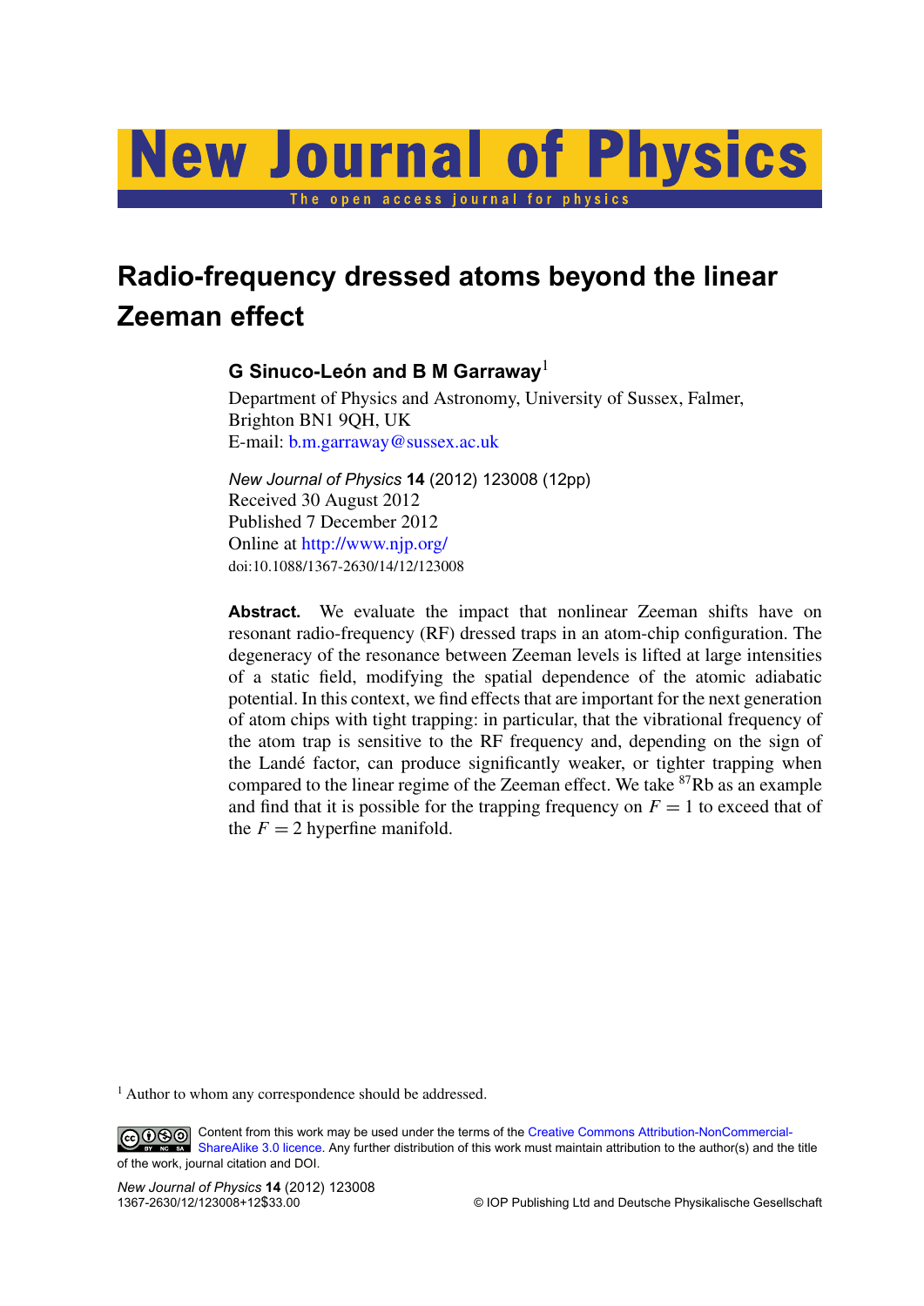# Radio-frequency dressed atoms beyond the linear Zeeman effect

**G Sinuco-León and B M Garraway**[1]

Department of Physics and Astronomy, University of Sussex, Falmer, Brighton BN1 9QH, UK

E-mail: b.m.garraway@sussex.ac.uk

*New Journal of Physics* **14** (2012) 123008 (12pp)
Received 30 August 2012
Published 7 December 2012
Online at http://www.njp.org/
doi:10.1088/1367-2630/14/12/123008

**Abstract.** We evaluate the impact that nonlinear Zeeman shifts have on resonant radio-frequency (RF) dressed traps in an atom-chip configuration. The degeneracy of the resonance between Zeeman levels is lifted at large intensities of a static field, modifying the spatial dependence of the atomic adiabatic potential. In this context, we find effects that are important for the next generation of atom chips with tight trapping: in particular, that the vibrational frequency of the atom trap is sensitive to the RF frequency and, depending on the sign of the Landé factor, can produce significantly weaker, or tighter trapping when compared to the linear regime of the Zeeman effect. We take $^{87}$Rb as an example and find that it is possible for the trapping frequency on $F = 1$ to exceed that of the $F = 2$ hyperfine manifold.

[1] Author to whom any correspondence should be addressed.

Content from this work may be used under the terms of the Creative Commons Attribution-NonCommercial-ShareAlike 3.0 licence. Any further distribution of this work must maintain attribution to the author(s) and the title of the work, journal citation and DOI.

© IOP Publishing Ltd and Deutsche Physikalische Gesellschaft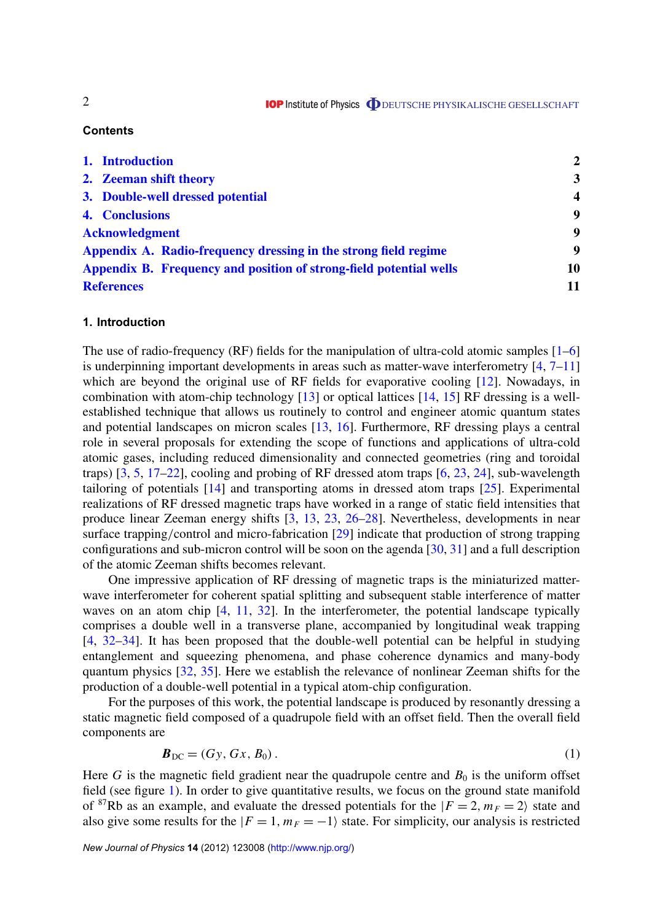**Contents**

1. Introduction 2
2. Zeeman shift theory 3
3. Double-well dressed potential 4
4. Conclusions 9

Acknowledgment 9

Appendix A. Radio-frequency dressing in the strong field regime 9

Appendix B. Frequency and position of strong-field potential wells 10

References 11

### 1. Introduction

The use of radio-frequency (RF) fields for the manipulation of ultra-cold atomic samples [1–6] is underpinning important developments in areas such as matter-wave interferometry [4, 7–11] which are beyond the original use of RF fields for evaporative cooling [12]. Nowadays, in combination with atom-chip technology [13] or optical lattices [14, 15] RF dressing is a well-established technique that allows us routinely to control and engineer atomic quantum states and potential landscapes on micron scales [13, 16]. Furthermore, RF dressing plays a central role in several proposals for extending the scope of functions and applications of ultra-cold atomic gases, including reduced dimensionality and connected geometries (ring and toroidal traps) [3, 5, 17–22], cooling and probing of RF dressed atom traps [6, 23, 24], sub-wavelength tailoring of potentials [14] and transporting atoms in dressed atom traps [25]. Experimental realizations of RF dressed magnetic traps have worked in a range of static field intensities that produce linear Zeeman energy shifts [3, 13, 23, 26–28]. Nevertheless, developments in near surface trapping/control and micro-fabrication [29] indicate that production of strong trapping configurations and sub-micron control will be soon on the agenda [30, 31] and a full description of the atomic Zeeman shifts becomes relevant.

One impressive application of RF dressing of magnetic traps is the miniaturized matter-wave interferometer for coherent spatial splitting and subsequent stable interference of matter waves on an atom chip [4, 11, 32]. In the interferometer, the potential landscape typically comprises a double well in a transverse plane, accompanied by longitudinal weak trapping [4, 32–34]. It has been proposed that the double-well potential can be helpful in studying entanglement and squeezing phenomena, and phase coherence dynamics and many-body quantum physics [32, 35]. Here we establish the relevance of nonlinear Zeeman shifts for the production of a double-well potential in a typical atom-chip configuration.

For the purposes of this work, the potential landscape is produced by resonantly dressing a static magnetic field composed of a quadrupole field with an offset field. Then the overall field components are

$$\boldsymbol{B}_{\mathrm{DC}} = (Gy, Gx, B_0)\,. \tag{1}$$

Here $G$ is the magnetic field gradient near the quadrupole centre and $B_0$ is the uniform offset field (see figure 1). In order to give quantitative results, we focus on the ground state manifold of $^{87}$Rb as an example, and evaluate the dressed potentials for the $|F = 2, m_F = 2\rangle$ state and also give some results for the $|F = 1, m_F = -1\rangle$ state. For simplicity, our analysis is restricted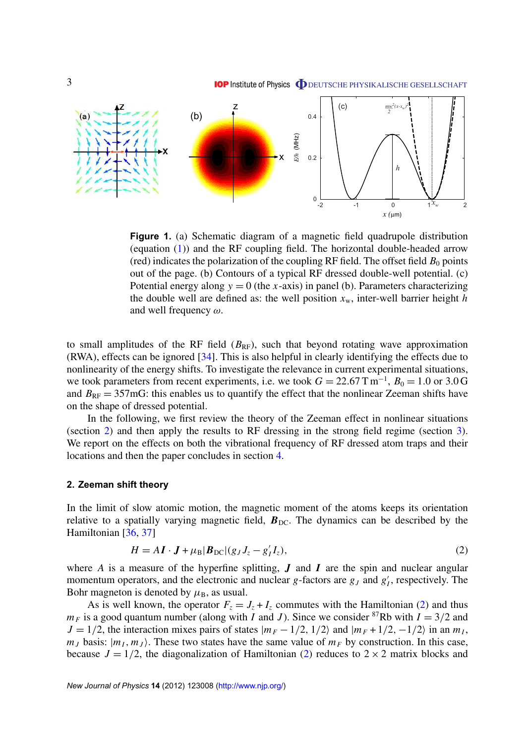**Figure 1.** (a) Schematic diagram of a magnetic field quadrupole distribution (equation (1)) and the RF coupling field. The horizontal double-headed arrow (red) indicates the polarization of the coupling RF field. The offset field $B_0$ points out of the page. (b) Contours of a typical RF dressed double-well potential. (c) Potential energy along $y = 0$ (the $x$-axis) in panel (b). Parameters characterizing the double well are defined as: the well position $x_{\rm w}$, inter-well barrier height $h$ and well frequency $\omega$.

to small amplitudes of the RF field ($B_{\rm RF}$), such that beyond rotating wave approximation (RWA), effects can be ignored [34]. This is also helpful in clearly identifying the effects due to nonlinearity of the energy shifts. To investigate the relevance in current experimental situations, we took parameters from recent experiments, i.e. we took $G = 22.67\,{\rm T\,m^{-1}}$, $B_0 = 1.0$ or $3.0\,{\rm G}$ and $B_{\rm RF} = 357{\rm mG}$: this enables us to quantify the effect that the nonlinear Zeeman shifts have on the shape of dressed potential.

In the following, we first review the theory of the Zeeman effect in nonlinear situations (section 2) and then apply the results to RF dressing in the strong field regime (section 3). We report on the effects on both the vibrational frequency of RF dressed atom traps and their locations and then the paper concludes in section 4.

## 2. Zeeman shift theory

In the limit of slow atomic motion, the magnetic moment of the atoms keeps its orientation relative to a spatially varying magnetic field, $\boldsymbol{B}_{\rm DC}$. The dynamics can be described by the Hamiltonian [36, 37]

$$H = A\boldsymbol{I}\cdot\boldsymbol{J} + \mu_{\rm B}|\boldsymbol{B}_{\rm DC}|(g_J J_z - g_I' I_z), \tag{2}$$

where $A$ is a measure of the hyperfine splitting, $\boldsymbol{J}$ and $\boldsymbol{I}$ are the spin and nuclear angular momentum operators, and the electronic and nuclear $g$-factors are $g_J$ and $g_I'$, respectively. The Bohr magneton is denoted by $\mu_{\rm B}$, as usual.

As is well known, the operator $F_z = J_z + I_z$ commutes with the Hamiltonian (2) and thus $m_F$ is a good quantum number (along with $I$ and $J$). Since we consider $^{87}$Rb with $I = 3/2$ and $J = 1/2$, the interaction mixes pairs of states $|m_F - 1/2, 1/2\rangle$ and $|m_F + 1/2, -1/2\rangle$ in an $m_I$, $m_J$ basis: $|m_I, m_J\rangle$. These two states have the same value of $m_F$ by construction. In this case, because $J = 1/2$, the diagonalization of Hamiltonian (2) reduces to $2\times 2$ matrix blocks and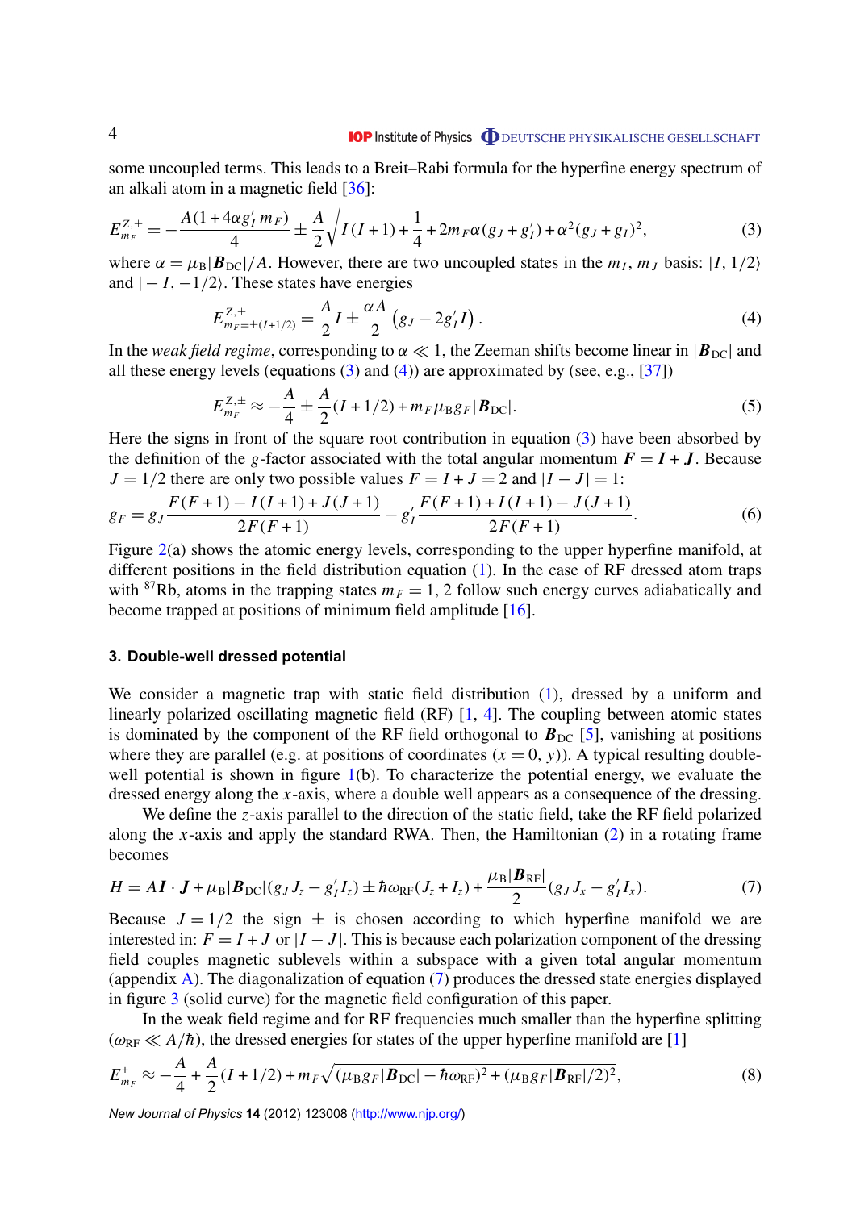some uncoupled terms. This leads to a Breit–Rabi formula for the hyperfine energy spectrum of an alkali atom in a magnetic field [36]:

$$E^{Z,\pm}_{m_F} = -\frac{A(1+4\alpha g'_I m_F)}{4} \pm \frac{A}{2}\sqrt{I(I+1)+\frac{1}{4}+2m_F\alpha(g_J+g'_I)+\alpha^2(g_J+g_I)^2}, \tag{3}$$

where $\alpha = \mu_B|\boldsymbol{B}_{DC}|/A$. However, there are two uncoupled states in the $m_I$, $m_J$ basis: $|I, 1/2\rangle$ and $|-I, -1/2\rangle$. These states have energies

$$E^{Z,\pm}_{m_F=\pm(I+1/2)} = \frac{A}{2}I \pm \frac{\alpha A}{2}\left(g_J - 2g'_I I\right). \tag{4}$$

In the *weak field regime*, corresponding to $\alpha \ll 1$, the Zeeman shifts become linear in $|\boldsymbol{B}_{DC}|$ and all these energy levels (equations (3) and (4)) are approximated by (see, e.g., [37])

$$E^{Z,\pm}_{m_F} \approx -\frac{A}{4} \pm \frac{A}{2}(I+1/2) + m_F\mu_B g_F|\boldsymbol{B}_{DC}|. \tag{5}$$

Here the signs in front of the square root contribution in equation (3) have been absorbed by the definition of the $g$-factor associated with the total angular momentum $\boldsymbol{F} = \boldsymbol{I} + \boldsymbol{J}$. Because $J = 1/2$ there are only two possible values $F = I + J = 2$ and $|I - J| = 1$:

$$g_F = g_J\frac{F(F+1)-I(I+1)+J(J+1)}{2F(F+1)} - g'_I\frac{F(F+1)+I(I+1)-J(J+1)}{2F(F+1)}. \tag{6}$$

Figure 2(a) shows the atomic energy levels, corresponding to the upper hyperfine manifold, at different positions in the field distribution equation (1). In the case of RF dressed atom traps with $^{87}$Rb, atoms in the trapping states $m_F = 1, 2$ follow such energy curves adiabatically and become trapped at positions of minimum field amplitude [16].

## 3. Double-well dressed potential

We consider a magnetic trap with static field distribution (1), dressed by a uniform and linearly polarized oscillating magnetic field (RF) [1, 4]. The coupling between atomic states is dominated by the component of the RF field orthogonal to $\boldsymbol{B}_{DC}$ [5], vanishing at positions where they are parallel (e.g. at positions of coordinates $(x = 0, y)$). A typical resulting double-well potential is shown in figure 1(b). To characterize the potential energy, we evaluate the dressed energy along the $x$-axis, where a double well appears as a consequence of the dressing.

We define the $z$-axis parallel to the direction of the static field, take the RF field polarized along the $x$-axis and apply the standard RWA. Then, the Hamiltonian (2) in a rotating frame becomes

$$H = A\boldsymbol{I}\cdot\boldsymbol{J} + \mu_B|\boldsymbol{B}_{DC}|(g_J J_z - g'_I I_z) \pm \hbar\omega_{RF}(J_z + I_z) + \frac{\mu_B|\boldsymbol{B}_{RF}|}{2}(g_J J_x - g'_I I_x). \tag{7}$$

Because $J = 1/2$ the sign $\pm$ is chosen according to which hyperfine manifold we are interested in: $F = I + J$ or $|I - J|$. This is because each polarization component of the dressing field couples magnetic sublevels within a subspace with a given total angular momentum (appendix A). The diagonalization of equation (7) produces the dressed state energies displayed in figure 3 (solid curve) for the magnetic field configuration of this paper.

In the weak field regime and for RF frequencies much smaller than the hyperfine splitting ($\omega_{RF} \ll A/\hbar$), the dressed energies for states of the upper hyperfine manifold are [1]

$$E^{+}_{m_F} \approx -\frac{A}{4} + \frac{A}{2}(I+1/2) + m_F\sqrt{(\mu_B g_F|\boldsymbol{B}_{DC}| - \hbar\omega_{RF})^2 + (\mu_B g_F|\boldsymbol{B}_{RF}|/2)^2}, \tag{8}$$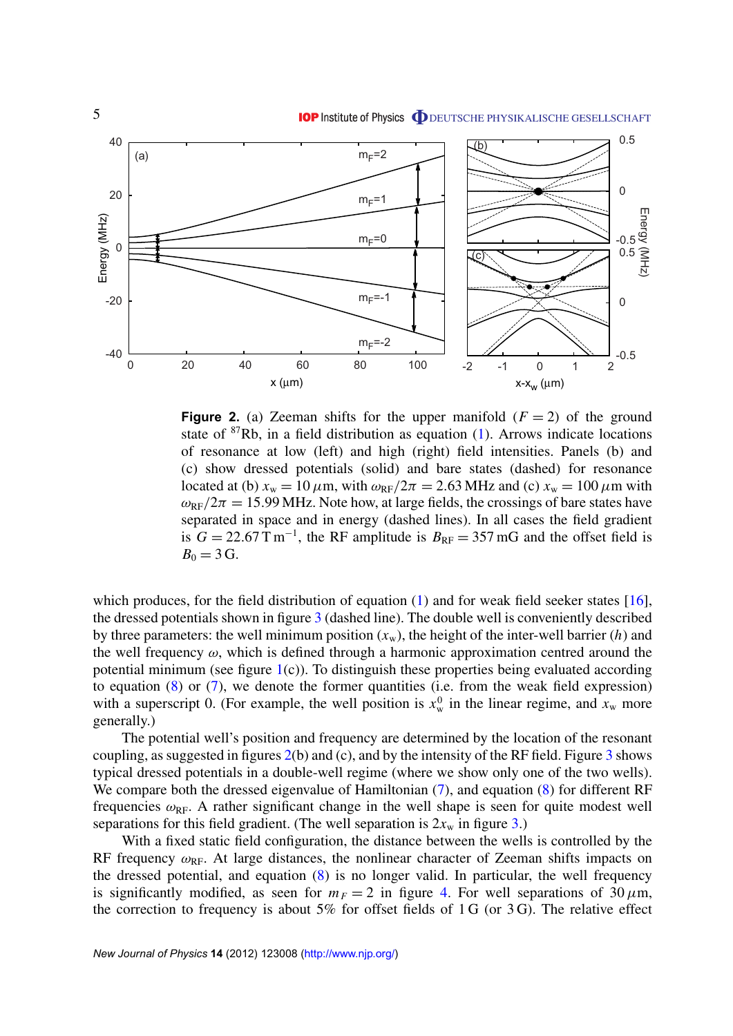**Figure 2.** (a) Zeeman shifts for the upper manifold ($F = 2$) of the ground state of $^{87}$Rb, in a field distribution as equation (1). Arrows indicate locations of resonance at low (left) and high (right) field intensities. Panels (b) and (c) show dressed potentials (solid) and bare states (dashed) for resonance located at (b) $x_w = 10\,\mu$m, with $\omega_{RF}/2\pi = 2.63$ MHz and (c) $x_w = 100\,\mu$m with $\omega_{RF}/2\pi = 15.99$ MHz. Note how, at large fields, the crossings of bare states have separated in space and in energy (dashed lines). In all cases the field gradient is $G = 22.67\,\mathrm{T\,m^{-1}}$, the RF amplitude is $B_{RF} = 357$ mG and the offset field is $B_0 = 3$ G.

which produces, for the field distribution of equation (1) and for weak field seeker states [16], the dressed potentials shown in figure 3 (dashed line). The double well is conveniently described by three parameters: the well minimum position ($x_w$), the height of the inter-well barrier ($h$) and the well frequency $\omega$, which is defined through a harmonic approximation centred around the potential minimum (see figure 1(c)). To distinguish these properties being evaluated according to equation (8) or (7), we denote the former quantities (i.e. from the weak field expression) with a superscript 0. (For example, the well position is $x_w^0$ in the linear regime, and $x_w$ more generally.)

The potential well's position and frequency are determined by the location of the resonant coupling, as suggested in figures 2(b) and (c), and by the intensity of the RF field. Figure 3 shows typical dressed potentials in a double-well regime (where we show only one of the two wells). We compare both the dressed eigenvalue of Hamiltonian (7), and equation (8) for different RF frequencies $\omega_{RF}$. A rather significant change in the well shape is seen for quite modest well separations for this field gradient. (The well separation is $2x_w$ in figure 3.)

With a fixed static field configuration, the distance between the wells is controlled by the RF frequency $\omega_{RF}$. At large distances, the nonlinear character of Zeeman shifts impacts on the dressed potential, and equation (8) is no longer valid. In particular, the well frequency is significantly modified, as seen for $m_F = 2$ in figure 4. For well separations of $30\,\mu$m, the correction to frequency is about 5% for offset fields of 1 G (or 3 G). The relative effect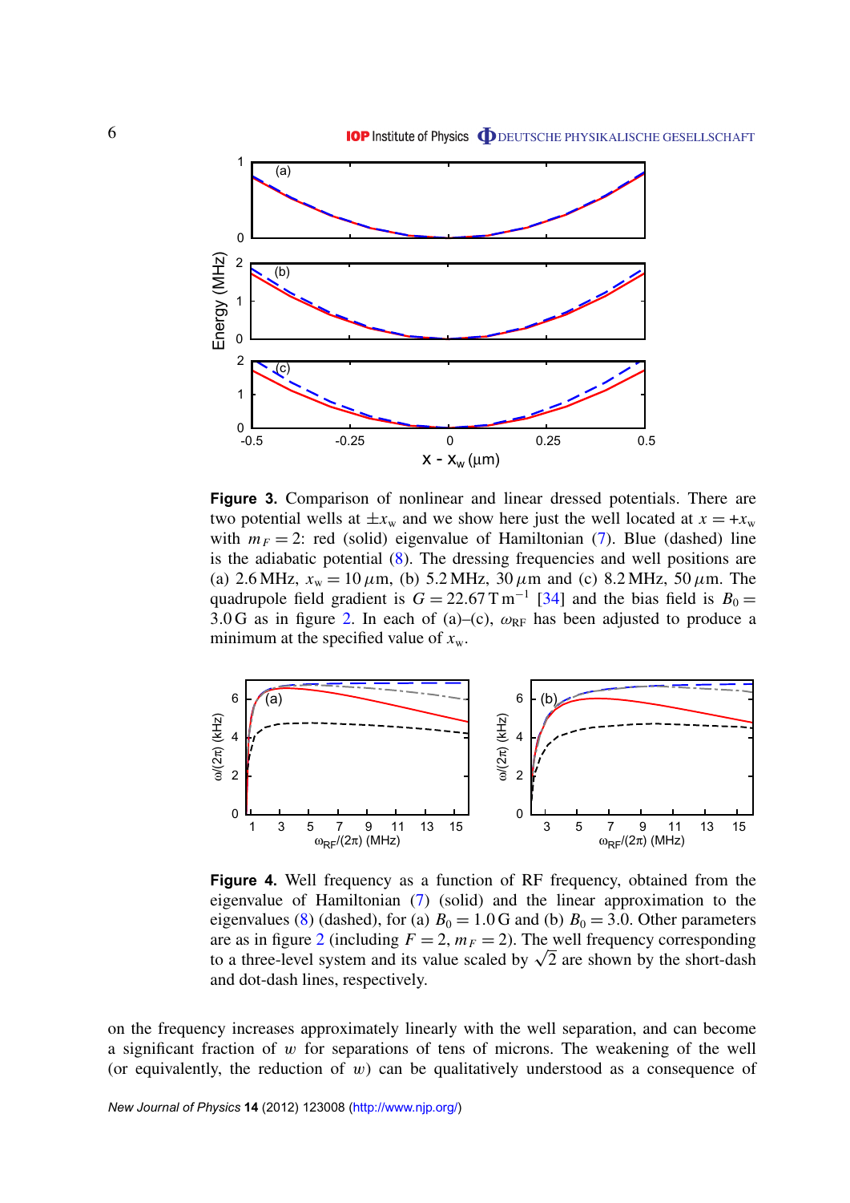**Figure 3.** Comparison of nonlinear and linear dressed potentials. There are two potential wells at $\pm x_w$ and we show here just the well located at $x = +x_w$ with $m_F = 2$: red (solid) eigenvalue of Hamiltonian (7). Blue (dashed) line is the adiabatic potential (8). The dressing frequencies and well positions are (a) 2.6 MHz, $x_w = 10\,\mu$m, (b) 5.2 MHz, 30 $\mu$m and (c) 8.2 MHz, 50 $\mu$m. The quadrupole field gradient is $G = 22.67\,\mathrm{T\,m^{-1}}$ [34] and the bias field is $B_0 = 3.0$ G as in figure 2. In each of (a)–(c), $\omega_{\mathrm{RF}}$ has been adjusted to produce a minimum at the specified value of $x_w$.

**Figure 4.** Well frequency as a function of RF frequency, obtained from the eigenvalue of Hamiltonian (7) (solid) and the linear approximation to the eigenvalues (8) (dashed), for (a) $B_0 = 1.0$ G and (b) $B_0 = 3.0$. Other parameters are as in figure 2 (including $F = 2$, $m_F = 2$). The well frequency corresponding to a three-level system and its value scaled by $\sqrt{2}$ are shown by the short-dash and dot-dash lines, respectively.

on the frequency increases approximately linearly with the well separation, and can become a significant fraction of $w$ for separations of tens of microns. The weakening of the well (or equivalently, the reduction of $w$) can be qualitatively understood as a consequence of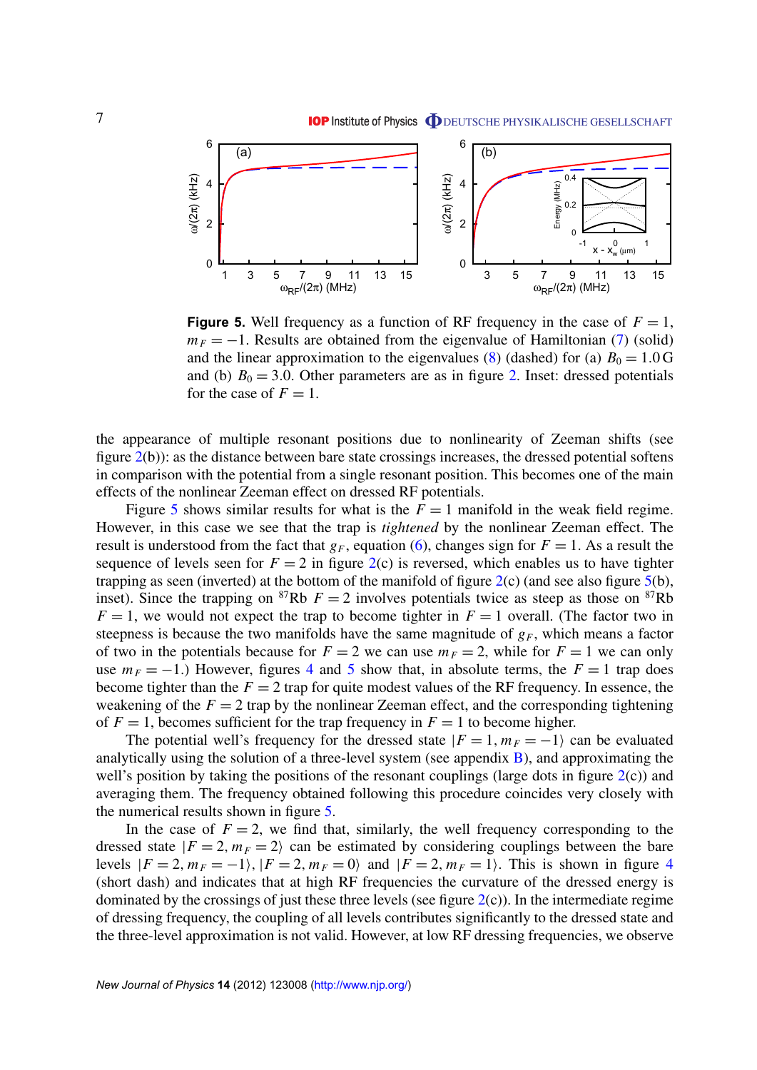**Figure 5.** Well frequency as a function of RF frequency in the case of $F = 1$, $m_F = -1$. Results are obtained from the eigenvalue of Hamiltonian (7) (solid) and the linear approximation to the eigenvalues (8) (dashed) for (a) $B_0 = 1.0\,\mathrm{G}$ and (b) $B_0 = 3.0$. Other parameters are as in figure 2. Inset: dressed potentials for the case of $F = 1$.

the appearance of multiple resonant positions due to nonlinearity of Zeeman shifts (see figure 2(b)): as the distance between bare state crossings increases, the dressed potential softens in comparison with the potential from a single resonant position. This becomes one of the main effects of the nonlinear Zeeman effect on dressed RF potentials.

Figure 5 shows similar results for what is the $F = 1$ manifold in the weak field regime. However, in this case we see that the trap is *tightened* by the nonlinear Zeeman effect. The result is understood from the fact that $g_F$, equation (6), changes sign for $F = 1$. As a result the sequence of levels seen for $F = 2$ in figure 2(c) is reversed, which enables us to have tighter trapping as seen (inverted) at the bottom of the manifold of figure 2(c) (and see also figure 5(b), inset). Since the trapping on $^{87}$Rb $F = 2$ involves potentials twice as steep as those on $^{87}$Rb $F = 1$, we would not expect the trap to become tighter in $F = 1$ overall. (The factor two in steepness is because the two manifolds have the same magnitude of $g_F$, which means a factor of two in the potentials because for $F = 2$ we can use $m_F = 2$, while for $F = 1$ we can only use $m_F = -1$.) However, figures 4 and 5 show that, in absolute terms, the $F = 1$ trap does become tighter than the $F = 2$ trap for quite modest values of the RF frequency. In essence, the weakening of the $F = 2$ trap by the nonlinear Zeeman effect, and the corresponding tightening of $F = 1$, becomes sufficient for the trap frequency in $F = 1$ to become higher.

The potential well's frequency for the dressed state $|F = 1, m_F = -1\rangle$ can be evaluated analytically using the solution of a three-level system (see appendix B), and approximating the well's position by taking the positions of the resonant couplings (large dots in figure 2(c)) and averaging them. The frequency obtained following this procedure coincides very closely with the numerical results shown in figure 5.

In the case of $F = 2$, we find that, similarly, the well frequency corresponding to the dressed state $|F = 2, m_F = 2\rangle$ can be estimated by considering couplings between the bare levels $|F = 2, m_F = -1\rangle$, $|F = 2, m_F = 0\rangle$ and $|F = 2, m_F = 1\rangle$. This is shown in figure 4 (short dash) and indicates that at high RF frequencies the curvature of the dressed energy is dominated by the crossings of just these three levels (see figure 2(c)). In the intermediate regime of dressing frequency, the coupling of all levels contributes significantly to the dressed state and the three-level approximation is not valid. However, at low RF dressing frequencies, we observe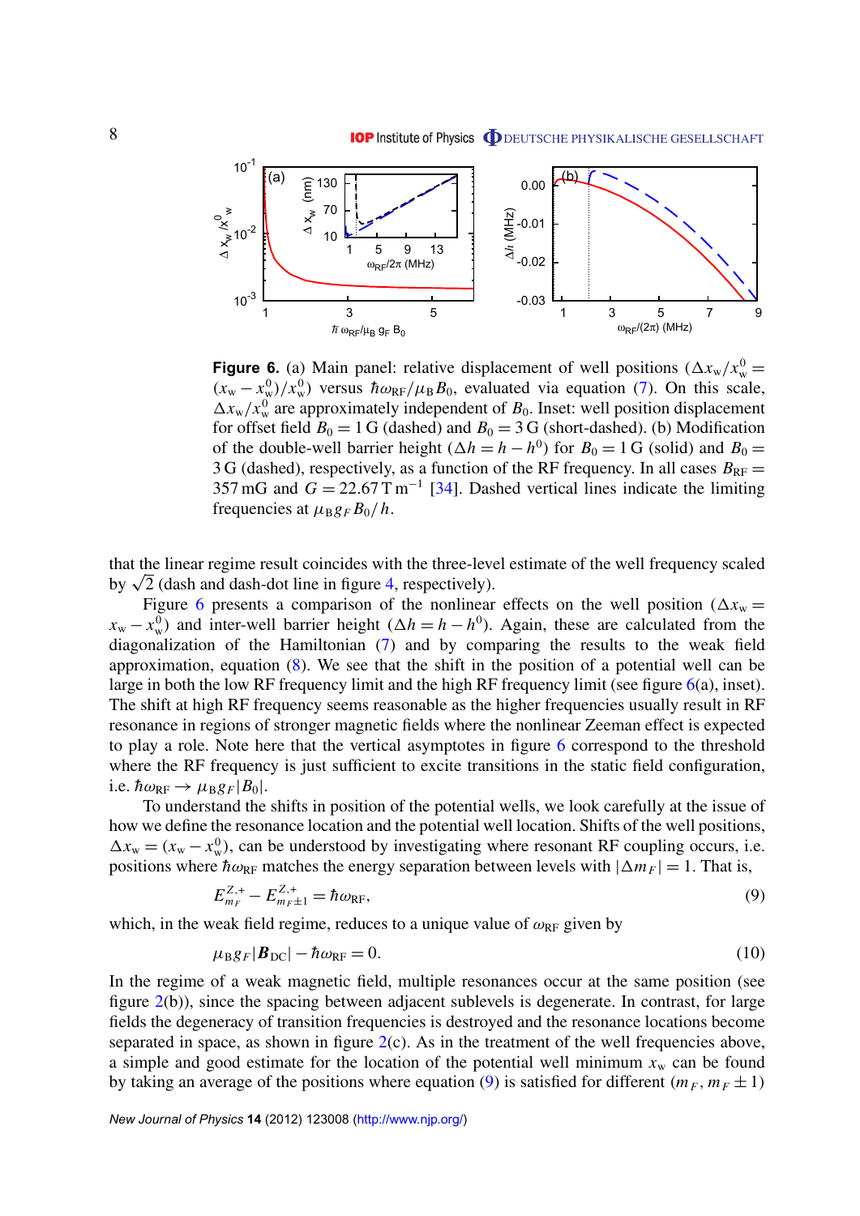**Figure 6.** (a) Main panel: relative displacement of well positions ($\Delta x_{\rm w}/x_{\rm w}^0 = (x_{\rm w} - x_{\rm w}^0)/x_{\rm w}^0$) versus $\hbar\omega_{\rm RF}/\mu_{\rm B} B_0$, evaluated via equation (7). On this scale, $\Delta x_{\rm w}/x_{\rm w}^0$ are approximately independent of $B_0$. Inset: well position displacement for offset field $B_0 = 1$ G (dashed) and $B_0 = 3$ G (short-dashed). (b) Modification of the double-well barrier height ($\Delta h = h - h^0$) for $B_0 = 1$ G (solid) and $B_0 = 3$ G (dashed), respectively, as a function of the RF frequency. In all cases $B_{\rm RF} = 357$ mG and $G = 22.67\,{\rm T\,m^{-1}}$ [34]. Dashed vertical lines indicate the limiting frequencies at $\mu_{\rm B} g_F B_0/h$.

that the linear regime result coincides with the three-level estimate of the well frequency scaled by $\sqrt{2}$ (dash and dash-dot line in figure 4, respectively).

Figure 6 presents a comparison of the nonlinear effects on the well position ($\Delta x_{\rm w} = x_{\rm w} - x_{\rm w}^0$) and inter-well barrier height ($\Delta h = h - h^0$). Again, these are calculated from the diagonalization of the Hamiltonian (7) and by comparing the results to the weak field approximation, equation (8). We see that the shift in the position of a potential well can be large in both the low RF frequency limit and the high RF frequency limit (see figure 6(a), inset). The shift at high RF frequency seems reasonable as the higher frequencies usually result in RF resonance in regions of stronger magnetic fields where the nonlinear Zeeman effect is expected to play a role. Note here that the vertical asymptotes in figure 6 correspond to the threshold where the RF frequency is just sufficient to excite transitions in the static field configuration, i.e. $\hbar\omega_{\rm RF} \to \mu_{\rm B} g_F |B_0|$.

To understand the shifts in position of the potential wells, we look carefully at the issue of how we define the resonance location and the potential well location. Shifts of the well positions, $\Delta x_{\rm w} = (x_{\rm w} - x_{\rm w}^0)$, can be understood by investigating where resonant RF coupling occurs, i.e. positions where $\hbar\omega_{\rm RF}$ matches the energy separation between levels with $|\Delta m_F| = 1$. That is,

$$E^{Z,+}_{m_F} - E^{Z,+}_{m_F \pm 1} = \hbar\omega_{\rm RF}, \tag{9}$$

which, in the weak field regime, reduces to a unique value of $\omega_{\rm RF}$ given by

$$\mu_{\rm B} g_F |\boldsymbol{B}_{\rm DC}| - \hbar\omega_{\rm RF} = 0. \tag{10}$$

In the regime of a weak magnetic field, multiple resonances occur at the same position (see figure 2(b)), since the spacing between adjacent sublevels is degenerate. In contrast, for large fields the degeneracy of transition frequencies is destroyed and the resonance locations become separated in space, as shown in figure 2(c). As in the treatment of the well frequencies above, a simple and good estimate for the location of the potential well minimum $x_{\rm w}$ can be found by taking an average of the positions where equation (9) is satisfied for different $(m_F, m_F \pm 1)$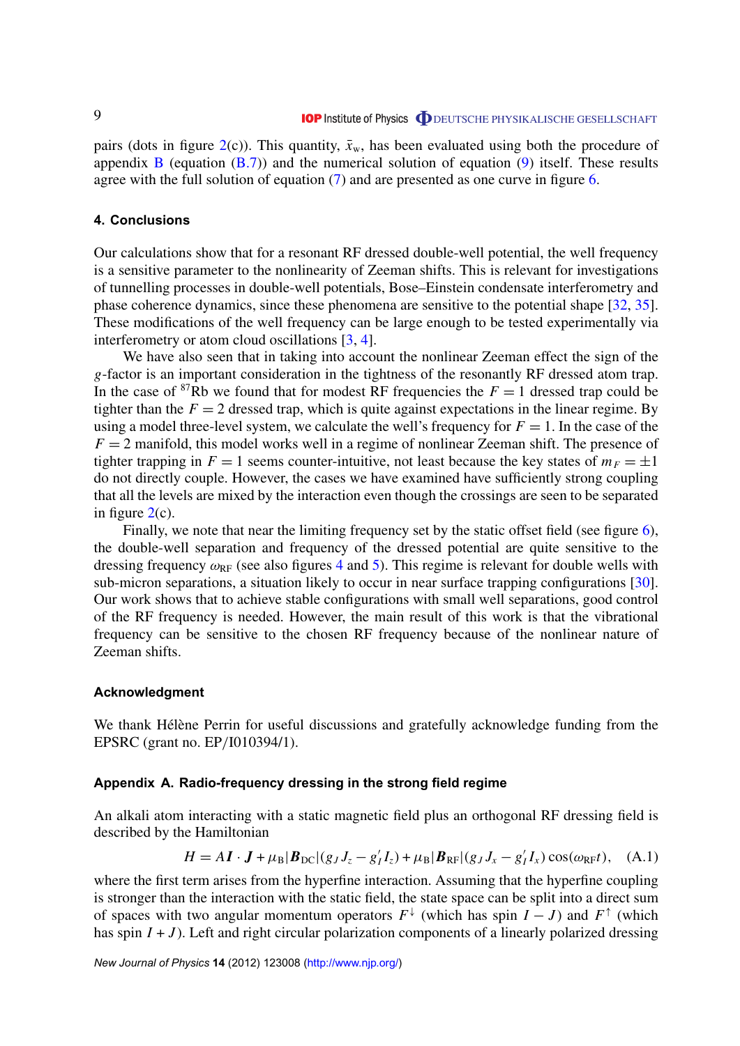pairs (dots in figure 2(c)). This quantity, $\bar{x}_{\mathrm{w}}$, has been evaluated using both the procedure of appendix B (equation (B.7)) and the numerical solution of equation (9) itself. These results agree with the full solution of equation (7) and are presented as one curve in figure 6.

## 4. Conclusions

Our calculations show that for a resonant RF dressed double-well potential, the well frequency is a sensitive parameter to the nonlinearity of Zeeman shifts. This is relevant for investigations of tunnelling processes in double-well potentials, Bose–Einstein condensate interferometry and phase coherence dynamics, since these phenomena are sensitive to the potential shape [32, 35]. These modifications of the well frequency can be large enough to be tested experimentally via interferometry or atom cloud oscillations [3, 4].

We have also seen that in taking into account the nonlinear Zeeman effect the sign of the $g$-factor is an important consideration in the tightness of the resonantly RF dressed atom trap. In the case of $^{87}$Rb we found that for modest RF frequencies the $F = 1$ dressed trap could be tighter than the $F = 2$ dressed trap, which is quite against expectations in the linear regime. By using a model three-level system, we calculate the well's frequency for $F = 1$. In the case of the $F = 2$ manifold, this model works well in a regime of nonlinear Zeeman shift. The presence of tighter trapping in $F = 1$ seems counter-intuitive, not least because the key states of $m_F = \pm 1$ do not directly couple. However, the cases we have examined have sufficiently strong coupling that all the levels are mixed by the interaction even though the crossings are seen to be separated in figure 2(c).

Finally, we note that near the limiting frequency set by the static offset field (see figure 6), the double-well separation and frequency of the dressed potential are quite sensitive to the dressing frequency $\omega_{\mathrm{RF}}$ (see also figures 4 and 5). This regime is relevant for double wells with sub-micron separations, a situation likely to occur in near surface trapping configurations [30]. Our work shows that to achieve stable configurations with small well separations, good control of the RF frequency is needed. However, the main result of this work is that the vibrational frequency can be sensitive to the chosen RF frequency because of the nonlinear nature of Zeeman shifts.

## Acknowledgment

We thank Hélène Perrin for useful discussions and gratefully acknowledge funding from the EPSRC (grant no. EP/I010394/1).

## Appendix A. Radio-frequency dressing in the strong field regime

An alkali atom interacting with a static magnetic field plus an orthogonal RF dressing field is described by the Hamiltonian

$$H = A\boldsymbol{I}\cdot\boldsymbol{J} + \mu_{\mathrm{B}}|\boldsymbol{B}_{\mathrm{DC}}|(g_J J_z - g_I' I_z) + \mu_{\mathrm{B}}|\boldsymbol{B}_{\mathrm{RF}}|(g_J J_x - g_I' I_x)\cos(\omega_{\mathrm{RF}} t), \quad \text{(A.1)}$$

where the first term arises from the hyperfine interaction. Assuming that the hyperfine coupling is stronger than the interaction with the static field, the state space can be split into a direct sum of spaces with two angular momentum operators $F^{\downarrow}$ (which has spin $I - J$) and $F^{\uparrow}$ (which has spin $I + J$). Left and right circular polarization components of a linearly polarized dressing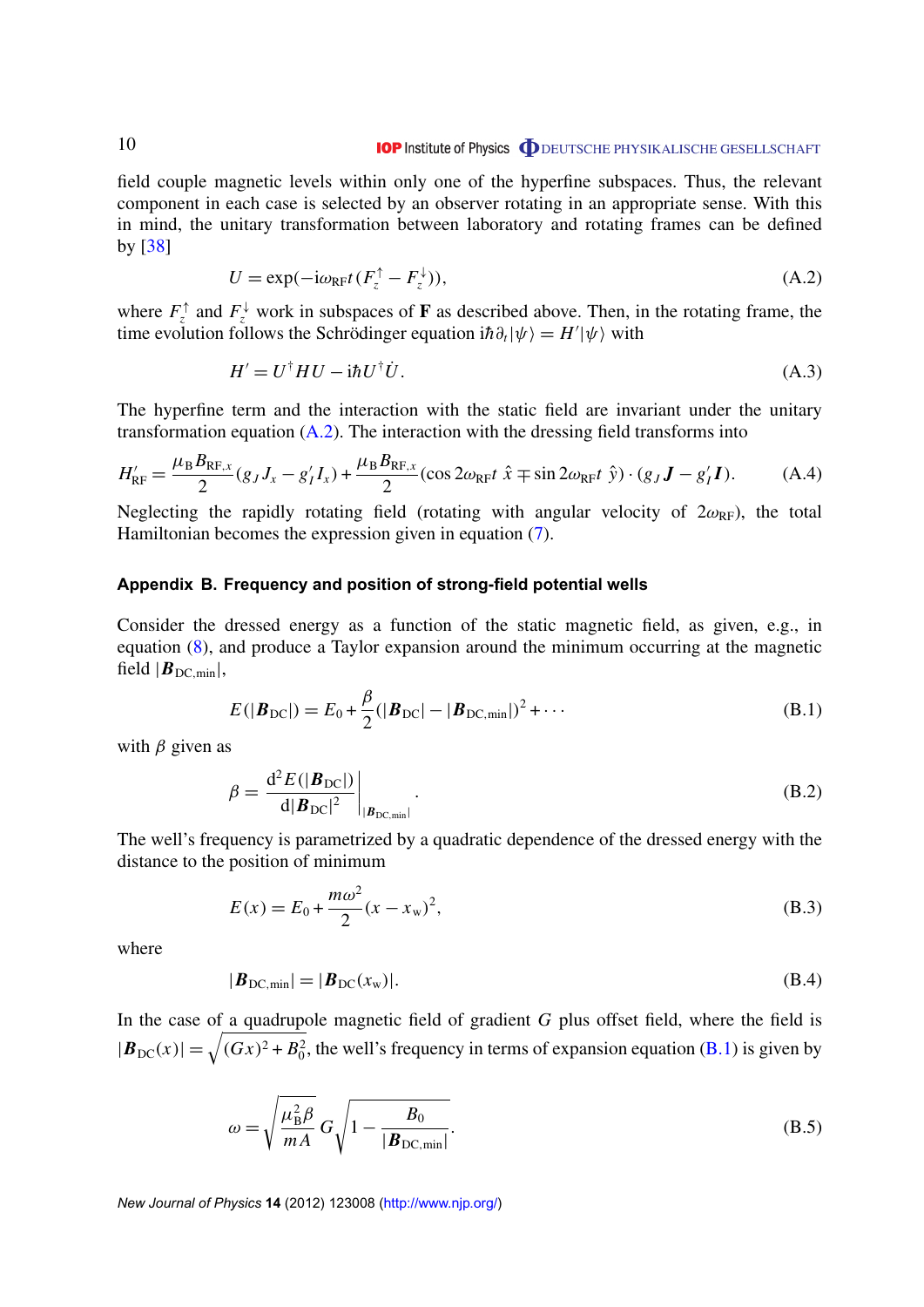field couple magnetic levels within only one of the hyperfine subspaces. Thus, the relevant component in each case is selected by an observer rotating in an appropriate sense. With this in mind, the unitary transformation between laboratory and rotating frames can be defined by [38]

$$U = \exp(-\mathrm{i}\omega_{\mathrm{RF}} t (F_z^{\uparrow} - F_z^{\downarrow})), \tag{A.2}$$

where $F_z^{\uparrow}$ and $F_z^{\downarrow}$ work in subspaces of $\mathbf{F}$ as described above. Then, in the rotating frame, the time evolution follows the Schrödinger equation $\mathrm{i}\hbar\partial_t|\psi\rangle = H'|\psi\rangle$ with

$$H' = U^{\dagger} H U - \mathrm{i}\hbar U^{\dagger}\dot{U}. \tag{A.3}$$

The hyperfine term and the interaction with the static field are invariant under the unitary transformation equation (A.2). The interaction with the dressing field transforms into

$$H'_{\mathrm{RF}} = \frac{\mu_{\mathrm{B}} B_{\mathrm{RF},x}}{2}(g_J J_x - g'_I I_x) + \frac{\mu_{\mathrm{B}} B_{\mathrm{RF},x}}{2}(\cos 2\omega_{\mathrm{RF}} t\ \hat{x} \mp \sin 2\omega_{\mathrm{RF}} t\ \hat{y}) \cdot (g_J \boldsymbol{J} - g'_I \boldsymbol{I}). \tag{A.4}$$

Neglecting the rapidly rotating field (rotating with angular velocity of $2\omega_{\mathrm{RF}}$), the total Hamiltonian becomes the expression given in equation (7).

## Appendix B. Frequency and position of strong-field potential wells

Consider the dressed energy as a function of the static magnetic field, as given, e.g., in equation (8), and produce a Taylor expansion around the minimum occurring at the magnetic field $|\boldsymbol{B}_{\mathrm{DC,min}}|$,

$$E(|\boldsymbol{B}_{\mathrm{DC}}|) = E_0 + \frac{\beta}{2}(|\boldsymbol{B}_{\mathrm{DC}}| - |\boldsymbol{B}_{\mathrm{DC,min}}|)^2 + \cdots \tag{B.1}$$

with $\beta$ given as

$$\beta = \left.\frac{\mathrm{d}^2 E(|\boldsymbol{B}_{\mathrm{DC}}|)}{\mathrm{d}|\boldsymbol{B}_{\mathrm{DC}}|^2}\right|_{|\boldsymbol{B}_{\mathrm{DC,min}}|}. \tag{B.2}$$

The well's frequency is parametrized by a quadratic dependence of the dressed energy with the distance to the position of minimum

$$E(x) = E_0 + \frac{m\omega^2}{2}(x - x_{\mathrm{w}})^2, \tag{B.3}$$

where

$$|\boldsymbol{B}_{\mathrm{DC,min}}| = |\boldsymbol{B}_{\mathrm{DC}}(x_{\mathrm{w}})|. \tag{B.4}$$

In the case of a quadrupole magnetic field of gradient $G$ plus offset field, where the field is $|\boldsymbol{B}_{\mathrm{DC}}(x)| = \sqrt{(Gx)^2 + B_0^2}$, the well's frequency in terms of expansion equation (B.1) is given by

$$\omega = \sqrt{\frac{\mu_{\mathrm{B}}^2 \beta}{mA}}\, G \sqrt{1 - \frac{B_0}{|\boldsymbol{B}_{\mathrm{DC,min}}|}}. \tag{B.5}$$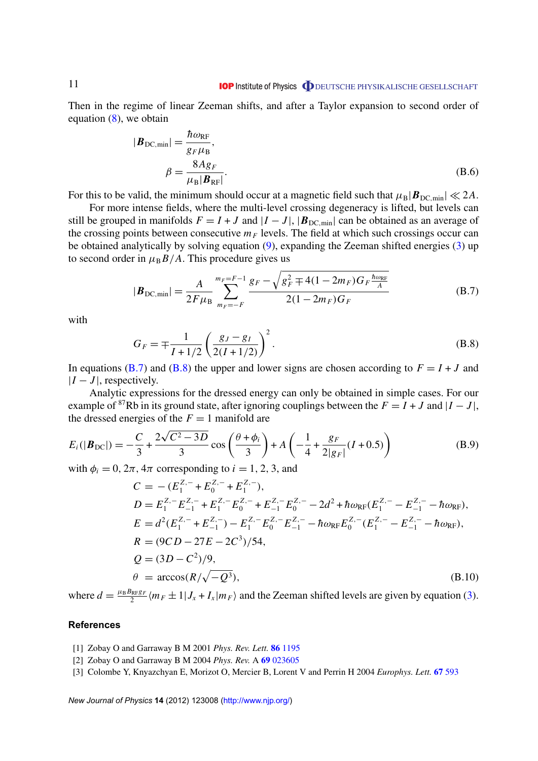Then in the regime of linear Zeeman shifts, and after a Taylor expansion to second order of equation (8), we obtain

$$
\begin{aligned}
|\boldsymbol{B}_{\mathrm{DC,min}}| &= \frac{\hbar\omega_{\mathrm{RF}}}{g_F \mu_{\mathrm{B}}}, \\
\beta &= \frac{8 A g_F}{\mu_{\mathrm{B}} |\boldsymbol{B}_{\mathrm{RF}}|}.
\end{aligned}
\tag{B.6}
$$

For this to be valid, the minimum should occur at a magnetic field such that $\mu_{\mathrm{B}}|\boldsymbol{B}_{\mathrm{DC,min}}| \ll 2A$.

For more intense fields, where the multi-level crossing degeneracy is lifted, but levels can still be grouped in manifolds $F = I + J$ and $|I - J|$, $|\boldsymbol{B}_{\mathrm{DC,min}}|$ can be obtained as an average of the crossing points between consecutive $m_F$ levels. The field at which such crossings occur can be obtained analytically by solving equation (9), expanding the Zeeman shifted energies (3) up to second order in $\mu_{\mathrm{B}} B/A$. This procedure gives us

$$
|\boldsymbol{B}_{\mathrm{DC,min}}| = \frac{A}{2F\mu_{\mathrm{B}}} \sum_{m_F=-F}^{m_F=F-1} \frac{g_F - \sqrt{g_F^2 \mp 4(1-2m_F) G_F \frac{\hbar\omega_{\mathrm{RF}}}{A}}}{2(1-2m_F) G_F}
\tag{B.7}
$$

with

$$
G_F = \mp \frac{1}{I+1/2} \left( \frac{g_J - g_I}{2(I+1/2)} \right)^2 .
\tag{B.8}
$$

In equations (B.7) and (B.8) the upper and lower signs are chosen according to $F = I + J$ and $|I - J|$, respectively.

Analytic expressions for the dressed energy can only be obtained in simple cases. For our example of $^{87}$Rb in its ground state, after ignoring couplings between the $F = I + J$ and $|I - J|$, the dressed energies of the $F = 1$ manifold are

$$
E_i(|\boldsymbol{B}_{\mathrm{DC}}|) = -\frac{C}{3} + \frac{2\sqrt{C^2 - 3D}}{3} \cos\left(\frac{\theta + \phi_i}{3}\right) + A\left(-\frac{1}{4} + \frac{g_F}{2|g_F|}(I + 0.5)\right)
\tag{B.9}
$$

with $\phi_i = 0, 2\pi, 4\pi$ corresponding to $i = 1, 2, 3$, and

$$
\begin{aligned}
C &= -(E_1^{Z,-} + E_0^{Z,-} + E_1^{Z,-}), \\
D &= E_1^{Z,-} E_{-1}^{Z,-} + E_1^{Z,-} E_0^{Z,-} + E_{-1}^{Z,-} E_0^{Z,-} - 2d^2 + \hbar\omega_{\mathrm{RF}}(E_1^{Z,-} - E_{-1}^{Z,-} - \hbar\omega_{\mathrm{RF}}), \\
E &= d^2(E_1^{Z,-} + E_{-1}^{Z,-}) - E_1^{Z,-} E_0^{Z,-} E_{-1}^{Z,-} - \hbar\omega_{\mathrm{RF}} E_0^{Z,-}(E_1^{Z,-} - E_{-1}^{Z,-} - \hbar\omega_{\mathrm{RF}}), \\
R &= (9CD - 27E - 2C^3)/54, \\
Q &= (3D - C^2)/9, \\
\theta &= \arccos(R/\sqrt{-Q^3}),
\end{aligned}
\tag{B.10}
$$

where $d = \frac{\mu_{\mathrm{B}} B_{\mathrm{RF}} g_F}{2} \langle m_F \pm 1 | J_x + I_x | m_F \rangle$ and the Zeeman shifted levels are given by equation (3).

## References

[1] Zobay O and Garraway B M 2001 *Phys. Rev. Lett.* **86** 1195

[2] Zobay O and Garraway B M 2004 *Phys. Rev.* A **69** 023605

[3] Colombe Y, Knyazchyan E, Morizot O, Mercier B, Lorent V and Perrin H 2004 *Europhys. Lett.* **67** 593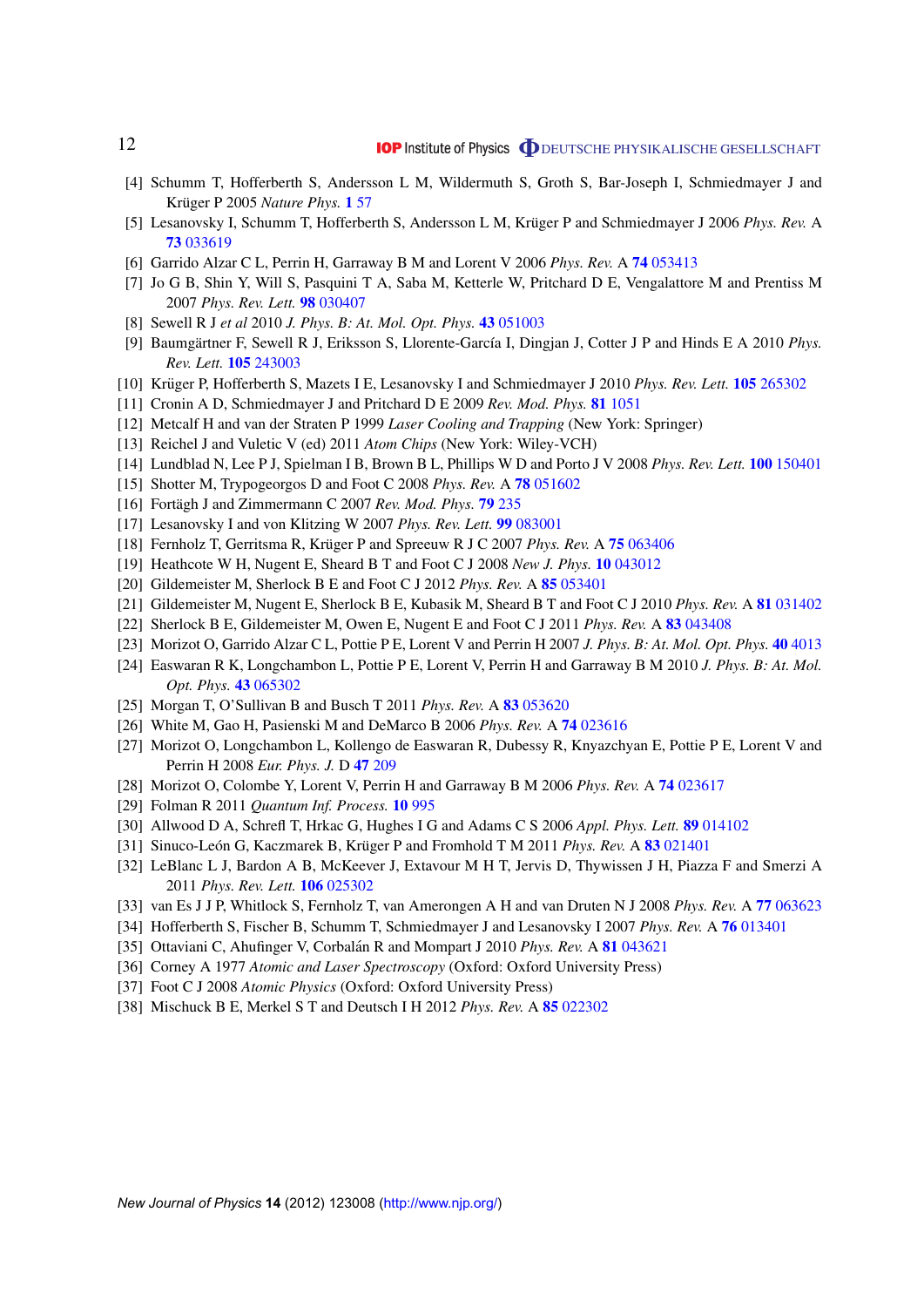[4] Schumm T, Hofferberth S, Andersson L M, Wildermuth S, Groth S, Bar-Joseph I, Schmiedmayer J and Krüger P 2005 *Nature Phys.* **1** 57

[5] Lesanovsky I, Schumm T, Hofferberth S, Andersson L M, Krüger P and Schmiedmayer J 2006 *Phys. Rev.* A **73** 033619

[6] Garrido Alzar C L, Perrin H, Garraway B M and Lorent V 2006 *Phys. Rev.* A **74** 053413

[7] Jo G B, Shin Y, Will S, Pasquini T A, Saba M, Ketterle W, Pritchard D E, Vengalattore M and Prentiss M 2007 *Phys. Rev. Lett.* **98** 030407

[8] Sewell R J *et al* 2010 *J. Phys. B: At. Mol. Opt. Phys.* **43** 051003

[9] Baumgärtner F, Sewell R J, Eriksson S, Llorente-García I, Dingjan J, Cotter J P and Hinds E A 2010 *Phys. Rev. Lett.* **105** 243003

[10] Krüger P, Hofferberth S, Mazets I E, Lesanovsky I and Schmiedmayer J 2010 *Phys. Rev. Lett.* **105** 265302

[11] Cronin A D, Schmiedmayer J and Pritchard D E 2009 *Rev. Mod. Phys.* **81** 1051

[12] Metcalf H and van der Straten P 1999 *Laser Cooling and Trapping* (New York: Springer)

[13] Reichel J and Vuletic V (ed) 2011 *Atom Chips* (New York: Wiley-VCH)

[14] Lundblad N, Lee P J, Spielman I B, Brown B L, Phillips W D and Porto J V 2008 *Phys. Rev. Lett.* **100** 150401

[15] Shotter M, Trypogeorgos D and Foot C 2008 *Phys. Rev.* A **78** 051602

[16] Fortágh J and Zimmermann C 2007 *Rev. Mod. Phys.* **79** 235

[17] Lesanovsky I and von Klitzing W 2007 *Phys. Rev. Lett.* **99** 083001

[18] Fernholz T, Gerritsma R, Krüger P and Spreeuw R J C 2007 *Phys. Rev.* A **75** 063406

[19] Heathcote W H, Nugent E, Sheard B T and Foot C J 2008 *New J. Phys.* **10** 043012

[20] Gildemeister M, Sherlock B E and Foot C J 2012 *Phys. Rev.* A **85** 053401

[21] Gildemeister M, Nugent E, Sherlock B E, Kubasik M, Sheard B T and Foot C J 2010 *Phys. Rev.* A **81** 031402

[22] Sherlock B E, Gildemeister M, Owen E, Nugent E and Foot C J 2011 *Phys. Rev.* A **83** 043408

[23] Morizot O, Garrido Alzar C L, Pottie P E, Lorent V and Perrin H 2007 *J. Phys. B: At. Mol. Opt. Phys.* **40** 4013

[24] Easwaran R K, Longchambon L, Pottie P E, Lorent V, Perrin H and Garraway B M 2010 *J. Phys. B: At. Mol. Opt. Phys.* **43** 065302

[25] Morgan T, O'Sullivan B and Busch T 2011 *Phys. Rev.* A **83** 053620

[26] White M, Gao H, Pasienski M and DeMarco B 2006 *Phys. Rev.* A **74** 023616

[27] Morizot O, Longchambon L, Kollengo de Easwaran R, Dubessy R, Knyazchyan E, Pottie P E, Lorent V and Perrin H 2008 *Eur. Phys. J.* D **47** 209

[28] Morizot O, Colombe Y, Lorent V, Perrin H and Garraway B M 2006 *Phys. Rev.* A **74** 023617

[29] Folman R 2011 *Quantum Inf. Process.* **10** 995

[30] Allwood D A, Schrefl T, Hrkac G, Hughes I G and Adams C S 2006 *Appl. Phys. Lett.* **89** 014102

[31] Sinuco-León G, Kaczmarek B, Krüger P and Fromhold T M 2011 *Phys. Rev.* A **83** 021401

[32] LeBlanc L J, Bardon A B, McKeever J, Extavour M H T, Jervis D, Thywissen J H, Piazza F and Smerzi A 2011 *Phys. Rev. Lett.* **106** 025302

[33] van Es J J P, Whitlock S, Fernholz T, van Amerongen A H and van Druten N J 2008 *Phys. Rev.* A **77** 063623

[34] Hofferberth S, Fischer B, Schumm T, Schmiedmayer J and Lesanovsky I 2007 *Phys. Rev.* A **76** 013401

[35] Ottaviani C, Ahufinger V, Corbalán R and Mompart J 2010 *Phys. Rev.* A **81** 043621

[36] Corney A 1977 *Atomic and Laser Spectroscopy* (Oxford: Oxford University Press)

[37] Foot C J 2008 *Atomic Physics* (Oxford: Oxford University Press)

[38] Mischuck B E, Merkel S T and Deutsch I H 2012 *Phys. Rev.* A **85** 022302